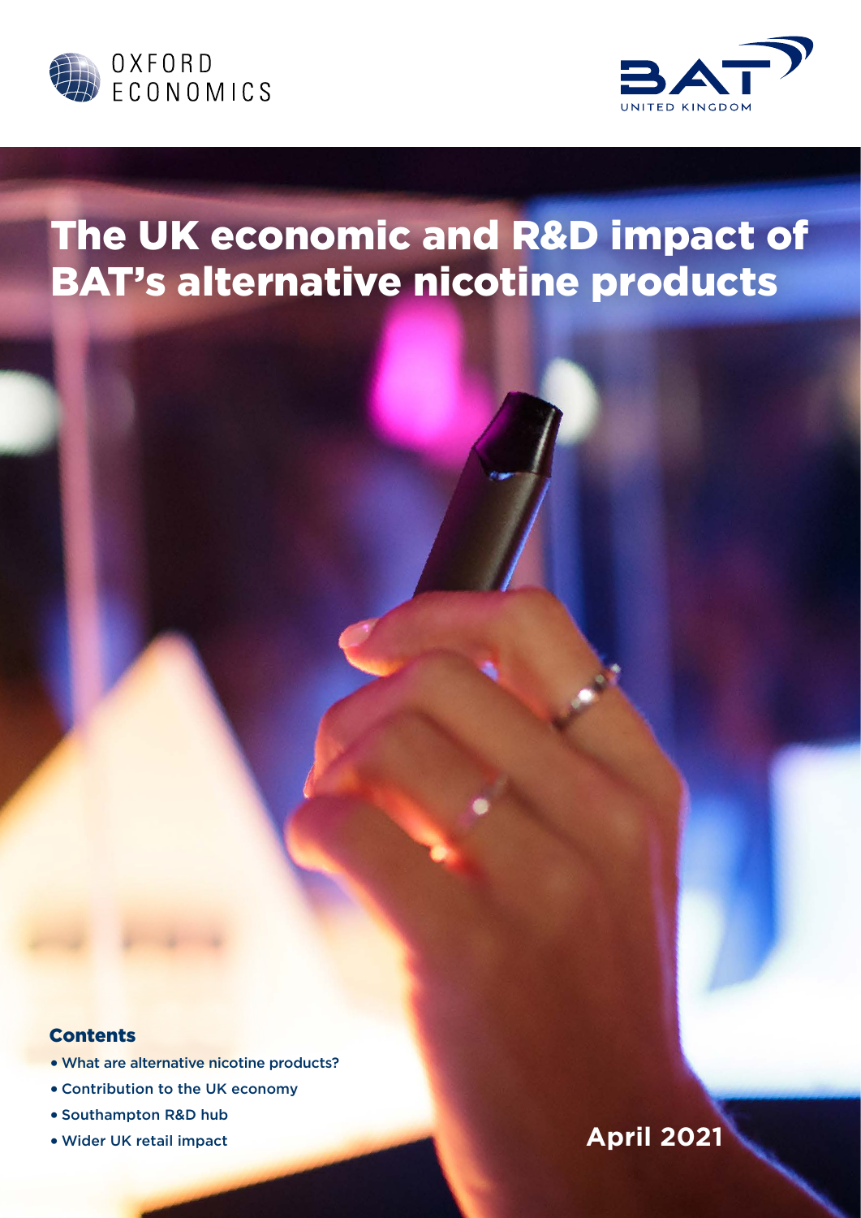OXFORD ECONOMICS

BAT UNITED KINGDOM

# The UK economic and R&D impact of BAT's alternative nicotine products

## Contents

- What are alternative nicotine products?
- Contribution to the UK economy
- Southampton R&D hub
- Wider UK retail impact

**April 2021**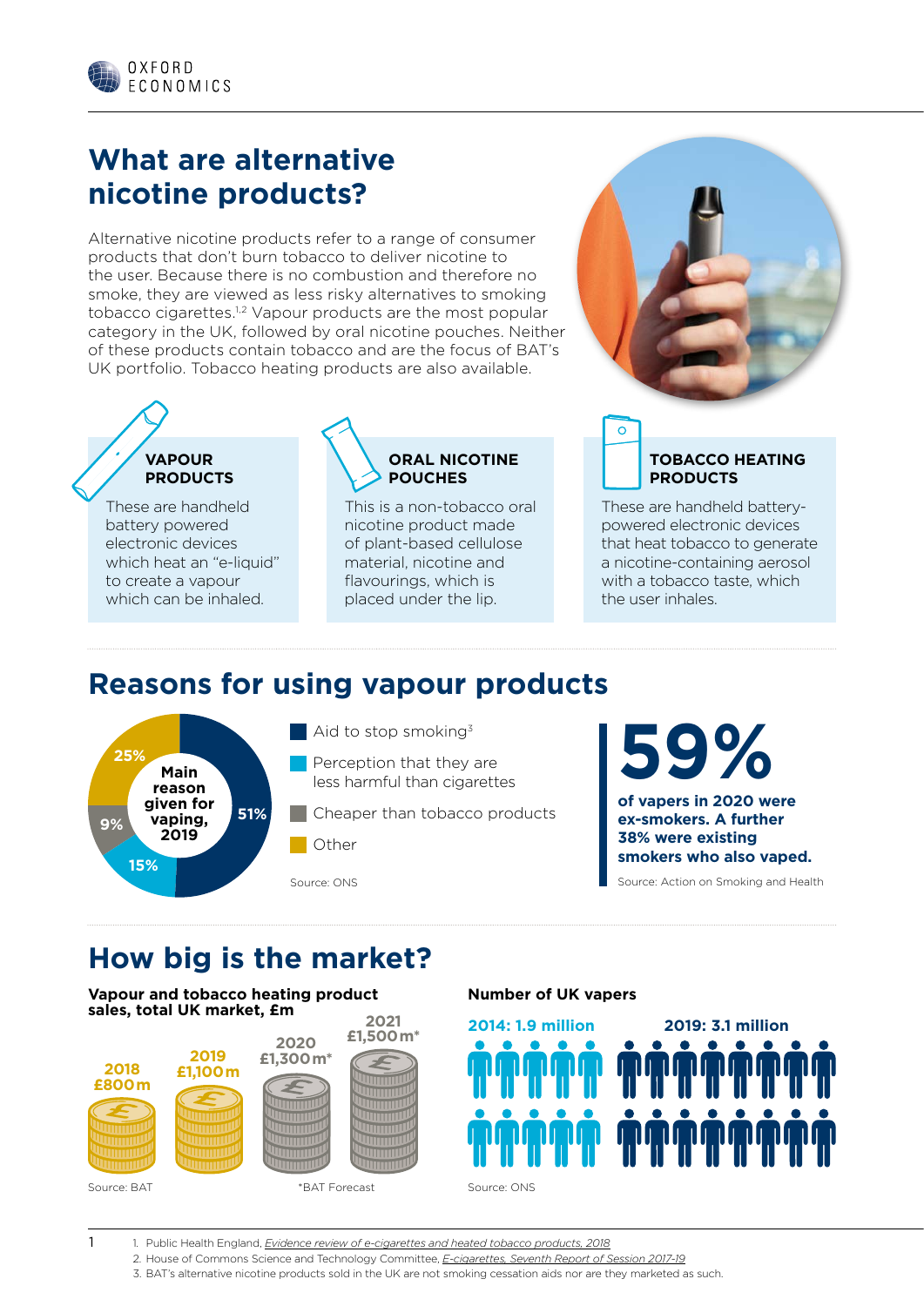# What are alternative nicotine products?

Alternative nicotine products refer to a range of consumer products that don't burn tobacco to deliver nicotine to the user. Because there is no combustion and therefore no smoke, they are viewed as less risky alternatives to smoking tobacco cigarettes.[1,2] Vapour products are the most popular category in the UK, followed by oral nicotine pouches. Neither of these products contain tobacco and are the focus of BAT's UK portfolio. Tobacco heating products are also available.

### VAPOUR PRODUCTS

These are handheld battery powered electronic devices which heat an "e-liquid" to create a vapour which can be inhaled.

### ORAL NICOTINE POUCHES

This is a non-tobacco oral nicotine product made of plant-based cellulose material, nicotine and flavourings, which is placed under the lip.

### TOBACCO HEATING PRODUCTS

These are handheld battery-powered electronic devices that heat tobacco to generate a nicotine-containing aerosol with a tobacco taste, which the user inhales.

## Reasons for using vapour products

**Main reason given for vaping, 2019**

| Reason | Share |
|---|---|
| Aid to stop smoking[3] | 51% |
| Perception that they are less harmful than cigarettes | 15% |
| Cheaper than tobacco products | 9% |
| Other | 25% |

Source: ONS

**59%** of vapers in 2020 were ex-smokers. A further 38% were existing smokers who also vaped.

Source: Action on Smoking and Health

## How big is the market?

**Vapour and tobacco heating product sales, total UK market, £m**

| Year | Sales |
|---|---|
| 2018 | £800m |
| 2019 | £1,100m |
| 2020 | £1,300m* |
| 2021 | £1,500m* |

Source: BAT

*BAT Forecast

**Number of UK vapers**

2014: 1.9 million

2019: 3.1 million

Source: ONS

1. Public Health England, *Evidence review of e-cigarettes and heated tobacco products, 2018*
2. House of Commons Science and Technology Committee, *E-cigarettes, Seventh Report of Session 2017-19*
3. BAT's alternative nicotine products sold in the UK are not smoking cessation aids nor are they marketed as such.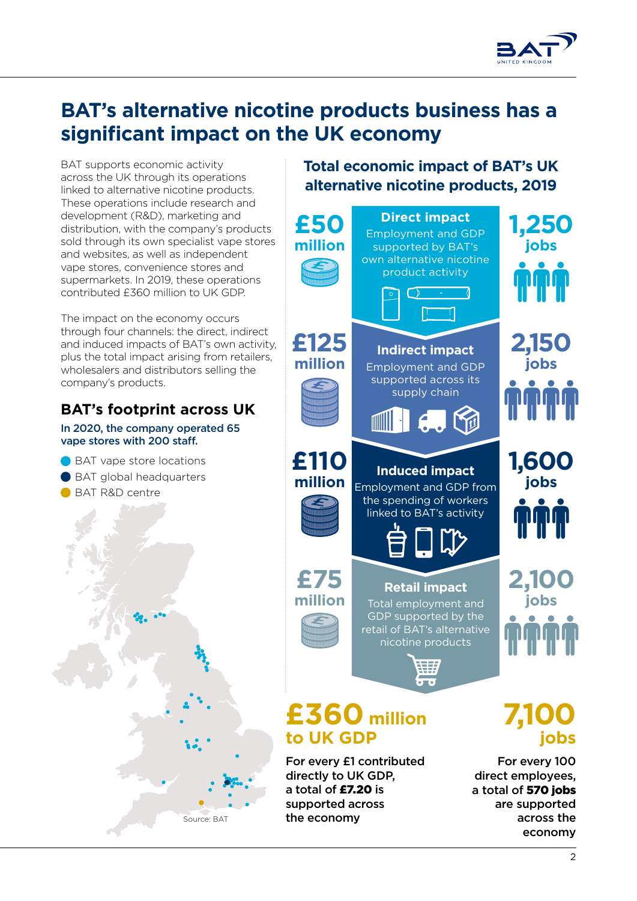# BAT's alternative nicotine products business has a significant impact on the UK economy

BAT supports economic activity across the UK through its operations linked to alternative nicotine products. These operations include research and development (R&D), marketing and distribution, with the company's products sold through its own specialist vape stores and websites, as well as independent vape stores, convenience stores and supermarkets. In 2019, these operations contributed £360 million to UK GDP.

The impact on the economy occurs through four channels: the direct, indirect and induced impacts of BAT's own activity, plus the total impact arising from retailers, wholesalers and distributors selling the company's products.

## BAT's footprint across UK

**In 2020, the company operated 65 vape stores with 200 staff.**

- BAT vape store locations
- BAT global headquarters
- BAT R&D centre

Source: BAT

## Total economic impact of BAT's UK alternative nicotine products, 2019

| GDP | Channel | Jobs |
|---|---|---|
| £50 million | **Direct impact** – Employment and GDP supported by BAT's own alternative nicotine product activity | 1,250 jobs |
| £125 million | **Indirect impact** – Employment and GDP supported across its supply chain | 2,150 jobs |
| £110 million | **Induced impact** – Employment and GDP from the spending of workers linked to BAT's activity | 1,600 jobs |
| £75 million | **Retail impact** – Total employment and GDP supported by the retail of BAT's alternative nicotine products | 2,100 jobs |

**£360 million to UK GDP**

For every £1 contributed directly to UK GDP, a total of **£7.20** is supported across the economy

**7,100 jobs**

For every 100 direct employees, a total of **570 jobs** are supported across the economy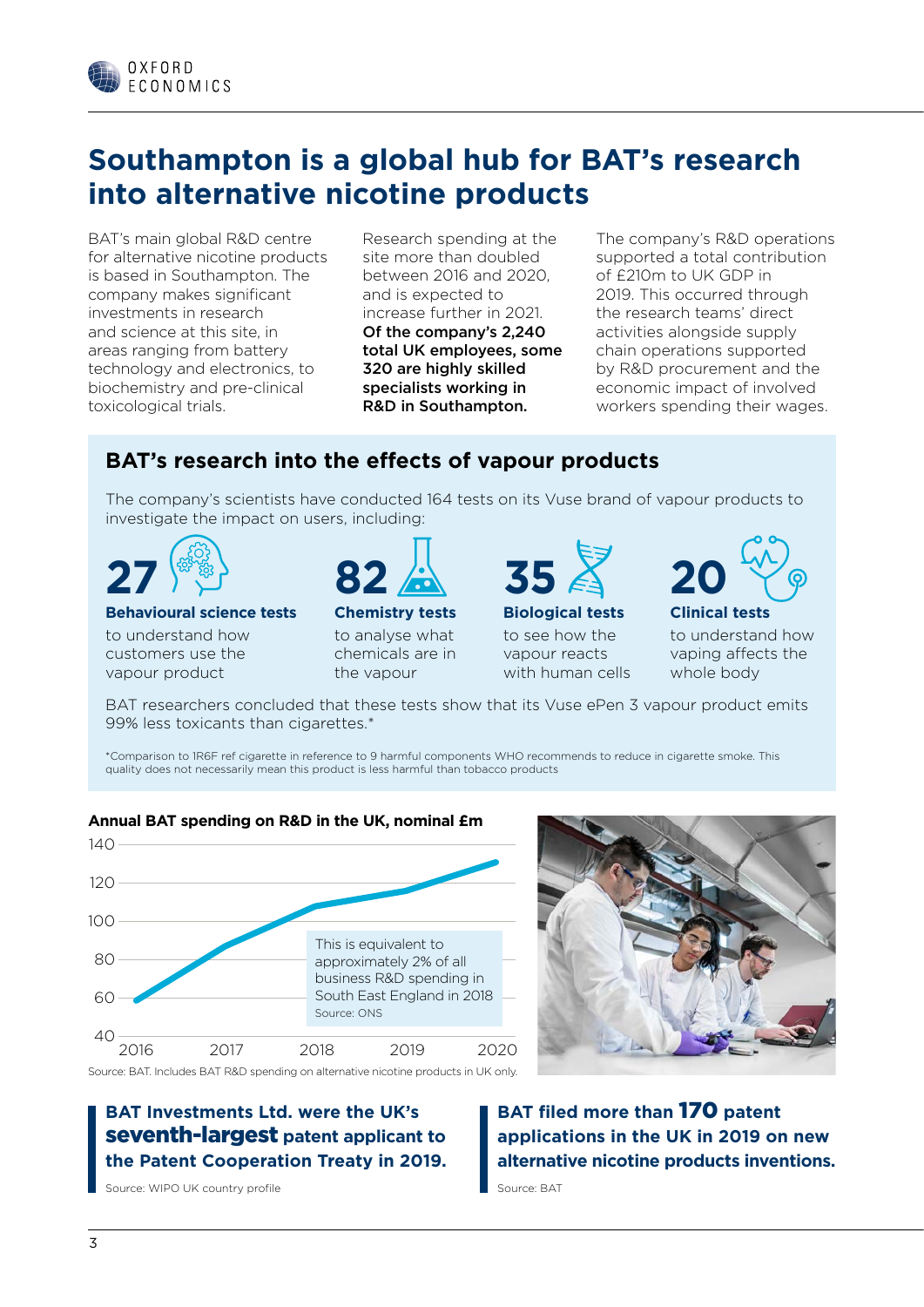# Southampton is a global hub for BAT's research into alternative nicotine products

BAT's main global R&D centre for alternative nicotine products is based in Southampton. The company makes significant investments in research and science at this site, in areas ranging from battery technology and electronics, to biochemistry and pre-clinical toxicological trials.

Research spending at the site more than doubled between 2016 and 2020, and is expected to increase further in 2021. **Of the company's 2,240 total UK employees, some 320 are highly skilled specialists working in R&D in Southampton.**

The company's R&D operations supported a total contribution of £210m to UK GDP in 2019. This occurred through the research teams' direct activities alongside supply chain operations supported by R&D procurement and the economic impact of involved workers spending their wages.

## BAT's research into the effects of vapour products

The company's scientists have conducted 164 tests on its Vuse brand of vapour products to investigate the impact on users, including:

**27**
**Behavioural science tests**
to understand how customers use the vapour product

**82**
**Chemistry tests**
to analyse what chemicals are in the vapour

**35**
**Biological tests**
to see how the vapour reacts with human cells

**20**
**Clinical tests**
to understand how vaping affects the whole body

BAT researchers concluded that these tests show that its Vuse ePen 3 vapour product emits 99% less toxicants than cigarettes.*

*Comparison to 1R6F ref cigarette in reference to 9 harmful components WHO recommends to reduce in cigarette smoke. This quality does not necessarily mean this product is less harmful than tobacco products

**Annual BAT spending on R&D in the UK, nominal £m**

| Year | £m (approx.) |
|---|---|
| 2016 | 60 |
| 2017 | 88 |
| 2018 | 108 |
| 2019 | 116 |
| 2020 | 131 |

This is equivalent to approximately 2% of all business R&D spending in South East England in 2018
Source: ONS

Source: BAT. Includes BAT R&D spending on alternative nicotine products in UK only.

**BAT Investments Ltd. were the UK's seventh-largest patent applicant to the Patent Cooperation Treaty in 2019.**

Source: WIPO UK country profile

**BAT filed more than 170 patent applications in the UK in 2019 on new alternative nicotine products inventions.**

Source: BAT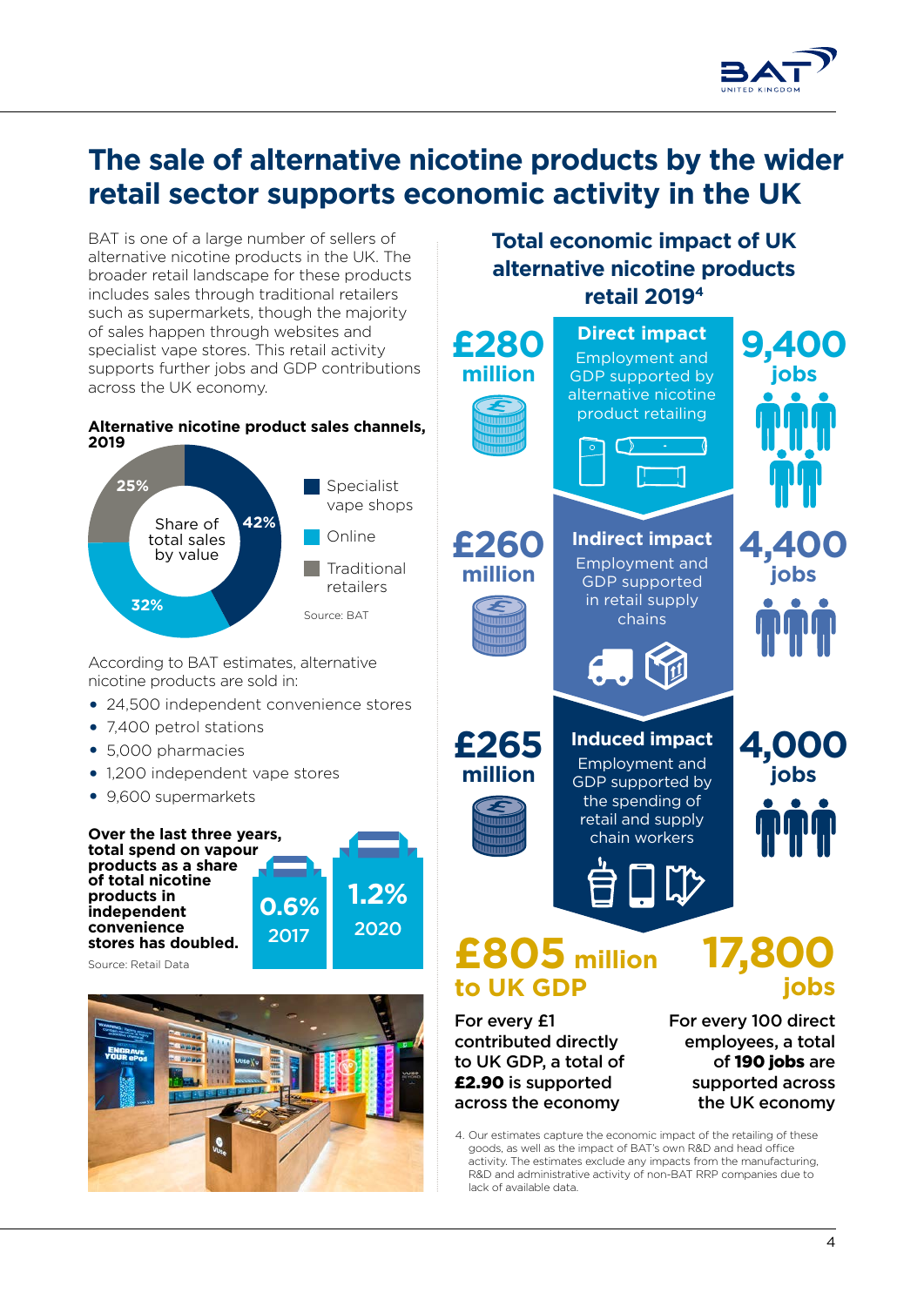# The sale of alternative nicotine products by the wider retail sector supports economic activity in the UK

BAT is one of a large number of sellers of alternative nicotine products in the UK. The broader retail landscape for these products includes sales through traditional retailers such as supermarkets, though the majority of sales happen through websites and specialist vape stores. This retail activity supports further jobs and GDP contributions across the UK economy.

**Alternative nicotine product sales channels, 2019**

Share of total sales by value

| Channel | Share |
| --- | --- |
| Specialist vape shops | 42% |
| Online | 32% |
| Traditional retailers | 25% |

Source: BAT

According to BAT estimates, alternative nicotine products are sold in:

- 24,500 independent convenience stores
- 7,400 petrol stations
- 5,000 pharmacies
- 1,200 independent vape stores
- 9,600 supermarkets

**Over the last three years, total spend on vapour products as a share of total nicotine products in independent convenience stores has doubled.**

| 2017 | 2020 |
| --- | --- |
| 0.6% | 1.2% |

Source: Retail Data

## Total economic impact of UK alternative nicotine products retail 2019[4]

| GDP | Impact | Jobs |
| --- | --- | --- |
| £280 million | **Direct impact** Employment and GDP supported by alternative nicotine product retailing | 9,400 jobs |
| £260 million | **Indirect impact** Employment and GDP supported in retail supply chains | 4,400 jobs |
| £265 million | **Induced impact** Employment and GDP supported by the spending of retail and supply chain workers | 4,000 jobs |

**£805 million to UK GDP**

For every £1 contributed directly to UK GDP, a total of **£2.90** is supported across the economy

**17,800 jobs**

For every 100 direct employees, a total of **190 jobs** are supported across the UK economy

4. Our estimates capture the economic impact of the retailing of these goods, as well as the impact of BAT's own R&D and head office activity. The estimates exclude any impacts from the manufacturing, R&D and administrative activity of non-BAT RRP companies due to lack of available data.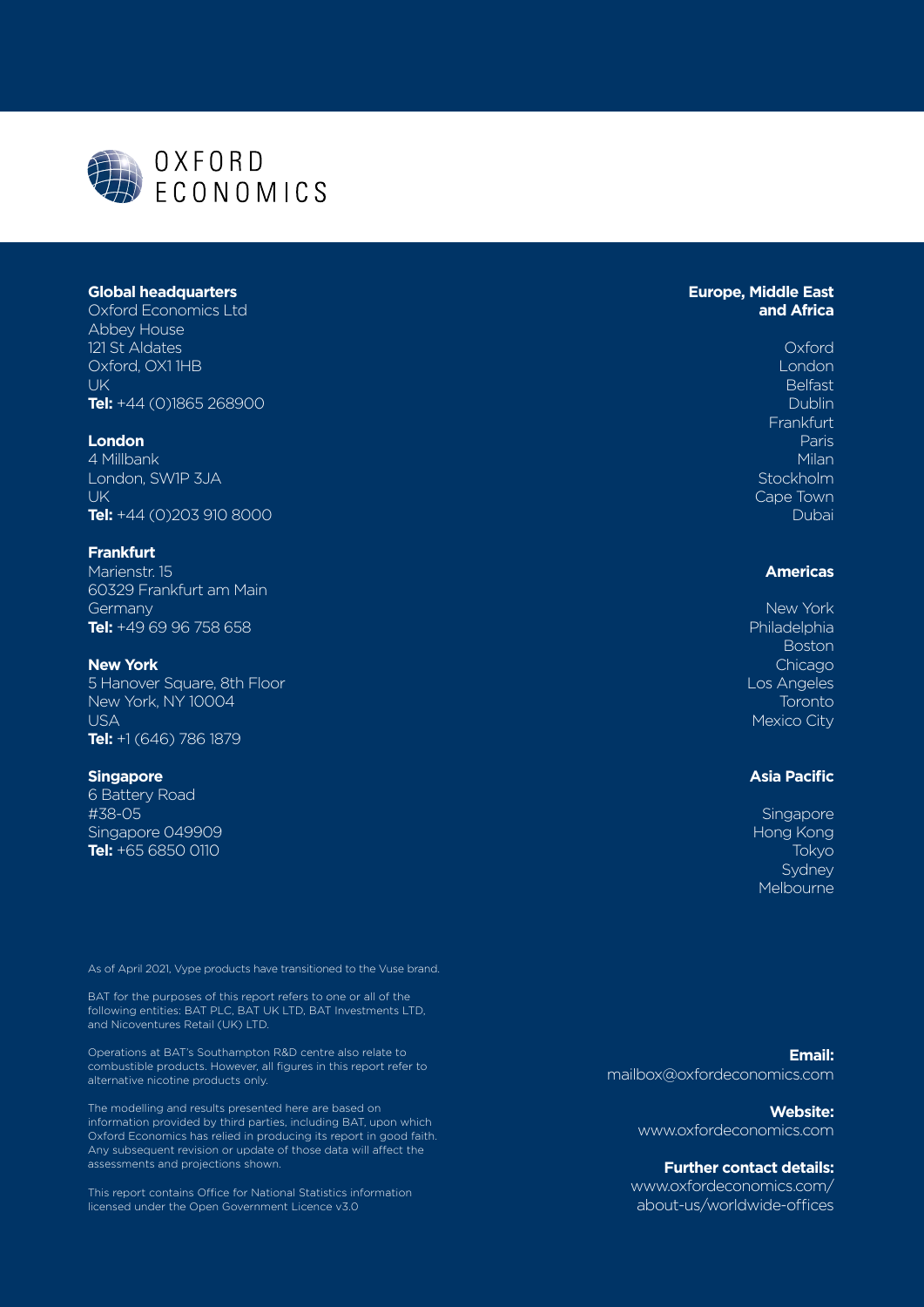OXFORD ECONOMICS

**Global headquarters**
Oxford Economics Ltd
Abbey House
121 St Aldates
Oxford, OX1 1HB
UK
**Tel:** +44 (0)1865 268900

**London**
4 Millbank
London, SW1P 3JA
UK
**Tel:** +44 (0)203 910 8000

**Frankfurt**
Marienstr. 15
60329 Frankfurt am Main
Germany
**Tel:** +49 69 96 758 658

**New York**
5 Hanover Square, 8th Floor
New York, NY 10004
USA
**Tel:** +1 (646) 786 1879

**Singapore**
6 Battery Road
#38-05
Singapore 049909
**Tel:** +65 6850 0110

**Europe, Middle East and Africa**

Oxford
London
Belfast
Dublin
Frankfurt
Paris
Milan
Stockholm
Cape Town
Dubai

**Americas**

New York
Philadelphia
Boston
Chicago
Los Angeles
Toronto
Mexico City

**Asia Pacific**

Singapore
Hong Kong
Tokyo
Sydney
Melbourne

As of April 2021, Vype products have transitioned to the Vuse brand.

BAT for the purposes of this report refers to one or all of the following entities: BAT PLC, BAT UK LTD, BAT Investments LTD, and Nicoventures Retail (UK) LTD.

Operations at BAT's Southampton R&D centre also relate to combustible products. However, all figures in this report refer to alternative nicotine products only.

The modelling and results presented here are based on information provided by third parties, including BAT, upon which Oxford Economics has relied in producing its report in good faith. Any subsequent revision or update of those data will affect the assessments and projections shown.

This report contains Office for National Statistics information licensed under the Open Government Licence v3.0

**Email:**
mailbox@oxfordeconomics.com

**Website:**
www.oxfordeconomics.com

**Further contact details:**
www.oxfordeconomics.com/about-us/worldwide-offices